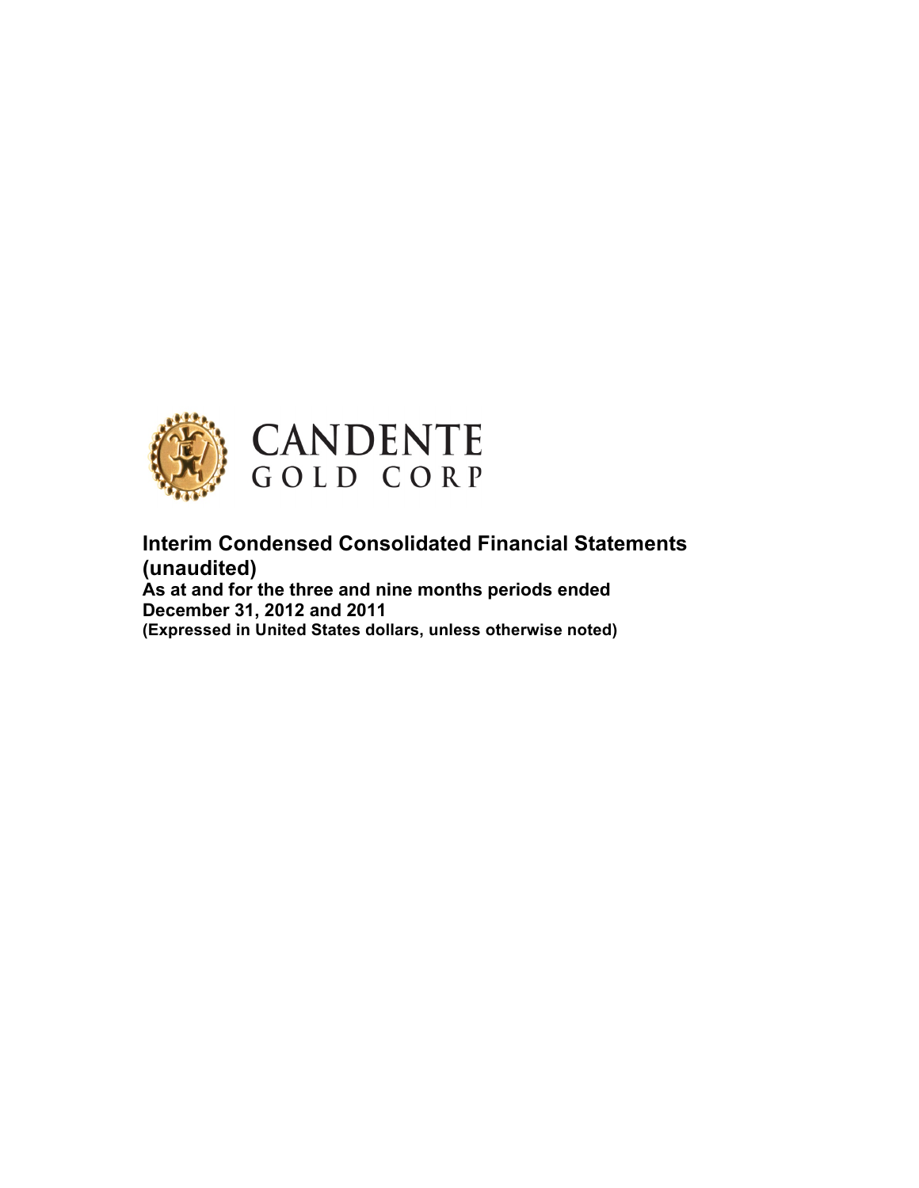CANDENTE
GOLD CORP

# Interim Condensed Consolidated Financial Statements (unaudited)

**As at and for the three and nine months periods ended December 31, 2012 and 2011**

**(Expressed in United States dollars, unless otherwise noted)**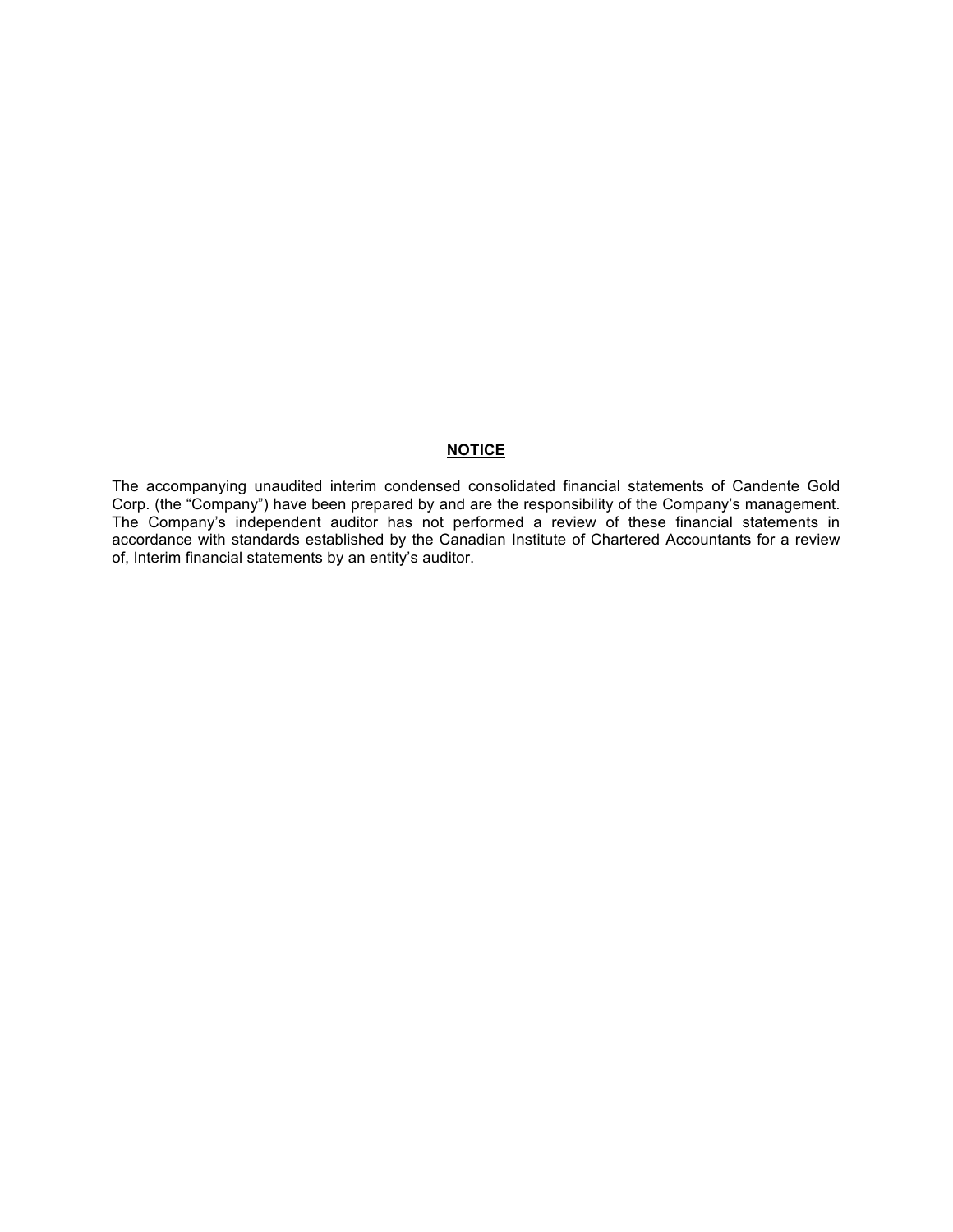## NOTICE

The accompanying unaudited interim condensed consolidated financial statements of Candente Gold Corp. (the "Company") have been prepared by and are the responsibility of the Company's management. The Company's independent auditor has not performed a review of these financial statements in accordance with standards established by the Canadian Institute of Chartered Accountants for a review of, Interim financial statements by an entity's auditor.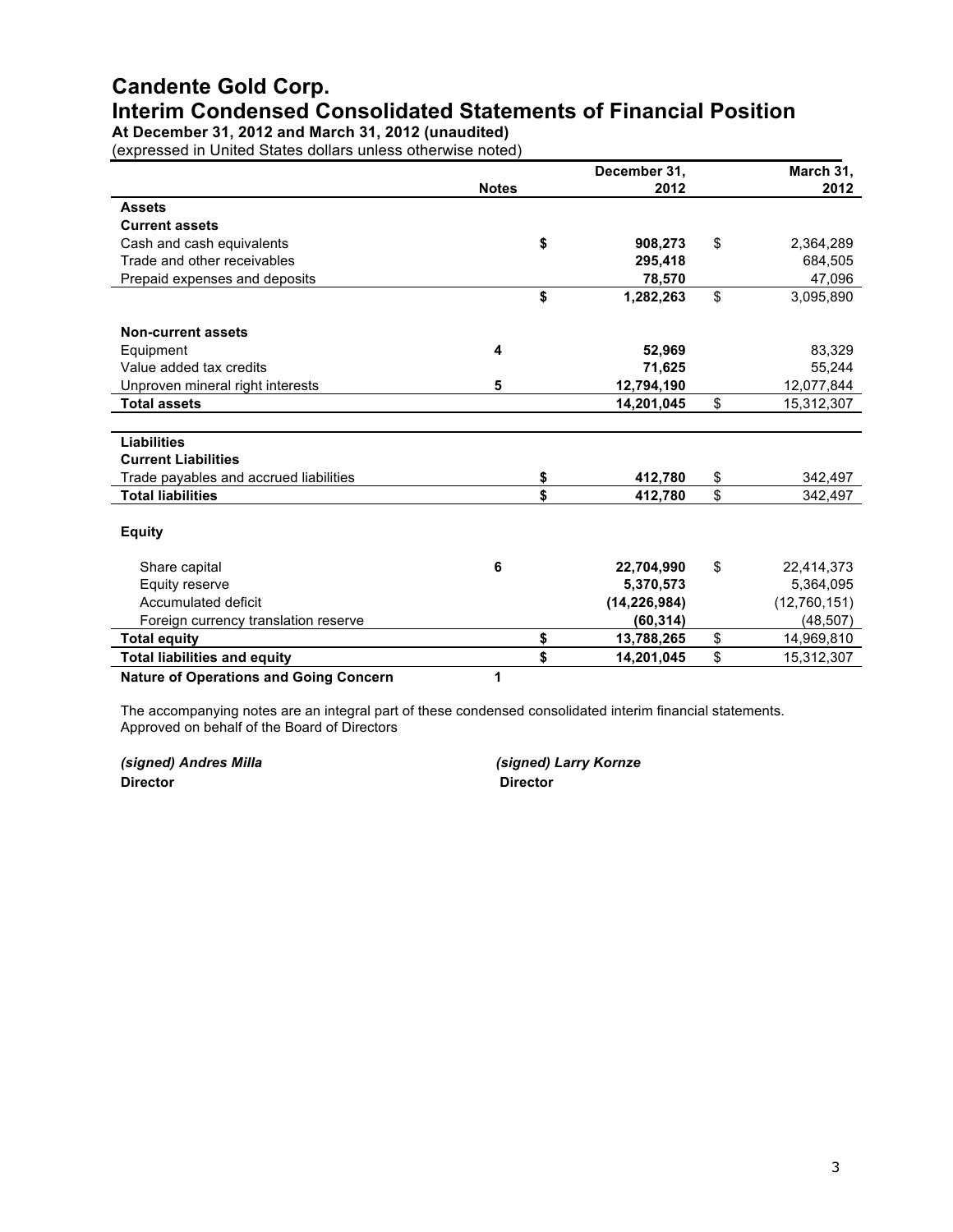# Candente Gold Corp.

## Interim Condensed Consolidated Statements of Financial Position

**At December 31, 2012 and March 31, 2012 (unaudited)**

(expressed in United States dollars unless otherwise noted)

| | Notes | December 31, 2012 | March 31, 2012 |
|---|---|---|---|
| **Assets** | | | |
| **Current assets** | | | |
| Cash and cash equivalents | | **$ 908,273** | $ 2,364,289 |
| Trade and other receivables | | **295,418** | 684,505 |
| Prepaid expenses and deposits | | **78,570** | 47,096 |
| | | **$ 1,282,263** | $ 3,095,890 |
| **Non-current assets** | | | |
| Equipment | 4 | **52,969** | 83,329 |
| Value added tax credits | | **71,625** | 55,244 |
| Unproven mineral right interests | 5 | **12,794,190** | 12,077,844 |
| **Total assets** | | **14,201,045** | $ 15,312,307 |
| **Liabilities** | | | |
| **Current Liabilities** | | | |
| Trade payables and accrued liabilities | | **$ 412,780** | $ 342,497 |
| **Total liabilities** | | **$ 412,780** | $ 342,497 |
| **Equity** | | | |
| Share capital | 6 | **22,704,990** | $ 22,414,373 |
| Equity reserve | | **5,370,573** | 5,364,095 |
| Accumulated deficit | | **(14,226,984)** | (12,760,151) |
| Foreign currency translation reserve | | **(60,314)** | (48,507) |
| **Total equity** | | **$ 13,788,265** | $ 14,969,810 |
| **Total liabilities and equity** | | **$ 14,201,045** | $ 15,312,307 |
| **Nature of Operations and Going Concern** | 1 | | |

The accompanying notes are an integral part of these condensed consolidated interim financial statements.
Approved on behalf of the Board of Directors

***(signed) Andres Milla***
**Director**

***(signed) Larry Kornze***
**Director**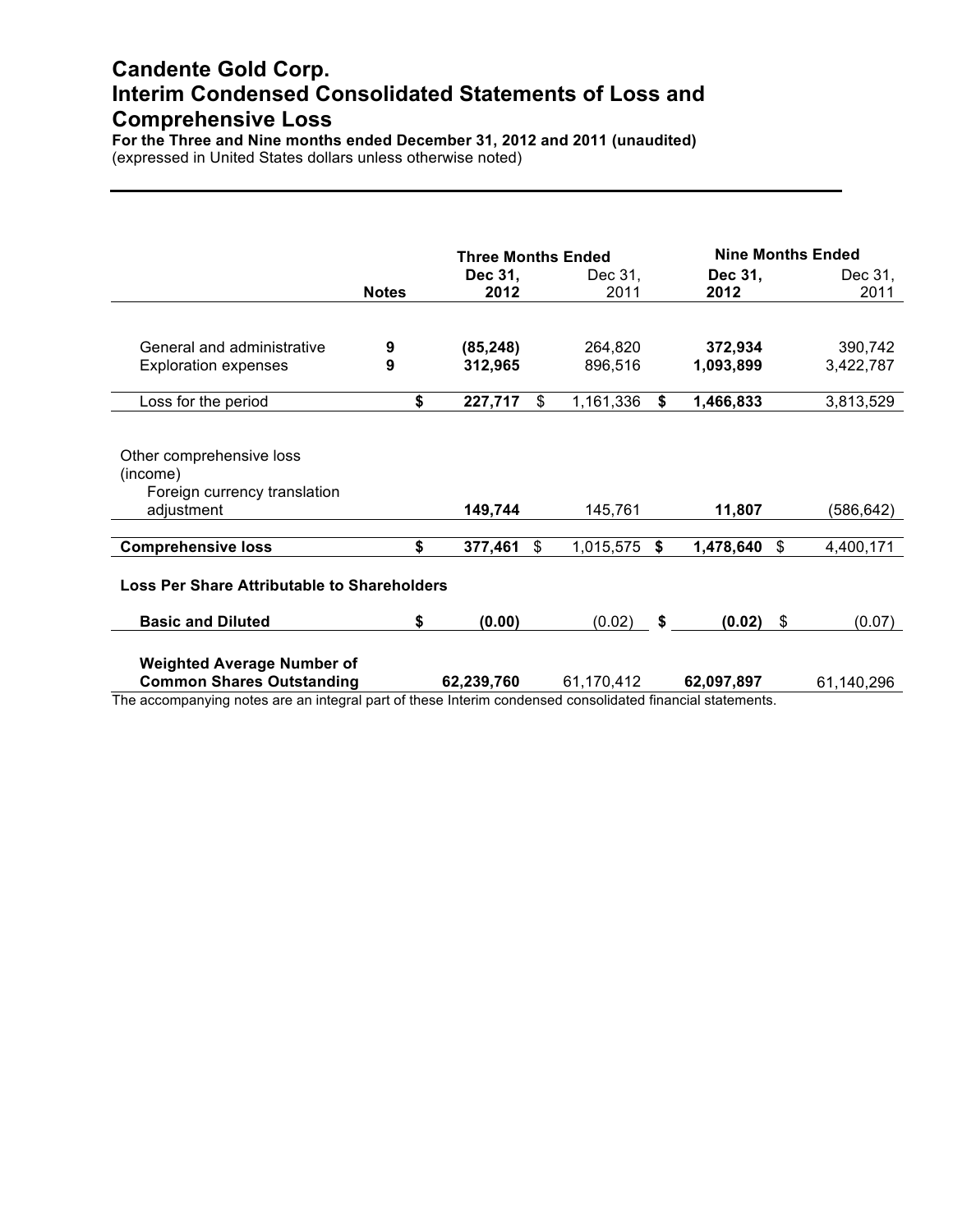# Candente Gold Corp.
# Interim Condensed Consolidated Statements of Loss and Comprehensive Loss

**For the Three and Nine months ended December 31, 2012 and 2011 (unaudited)**
(expressed in United States dollars unless otherwise noted)

| | | Three Months Ended | | Nine Months Ended | |
|---|---|---|---|---|---|
| | **Notes** | **Dec 31, 2012** | Dec 31, 2011 | **Dec 31, 2012** | Dec 31, 2011 |
| General and administrative | **9** | **(85,248)** | 264,820 | **372,934** | 390,742 |
| Exploration expenses | **9** | **312,965** | 896,516 | **1,093,899** | 3,422,787 |
| Loss for the period | | **$ 227,717** | $ 1,161,336 | **$ 1,466,833** | 3,813,529 |
| Other comprehensive loss (income) | | | | | |
| Foreign currency translation adjustment | | **149,744** | 145,761 | **11,807** | (586,642) |
| **Comprehensive loss** | | **$ 377,461** | $ 1,015,575 | **$ 1,478,640** | $ 4,400,171 |
| **Loss Per Share Attributable to Shareholders** | | | | | |
| **Basic and Diluted** | | **$ (0.00)** | (0.02) | **$ (0.02)** | $ (0.07) |
| **Weighted Average Number of Common Shares Outstanding** | | **62,239,760** | 61,170,412 | **62,097,897** | 61,140,296 |

The accompanying notes are an integral part of these Interim condensed consolidated financial statements.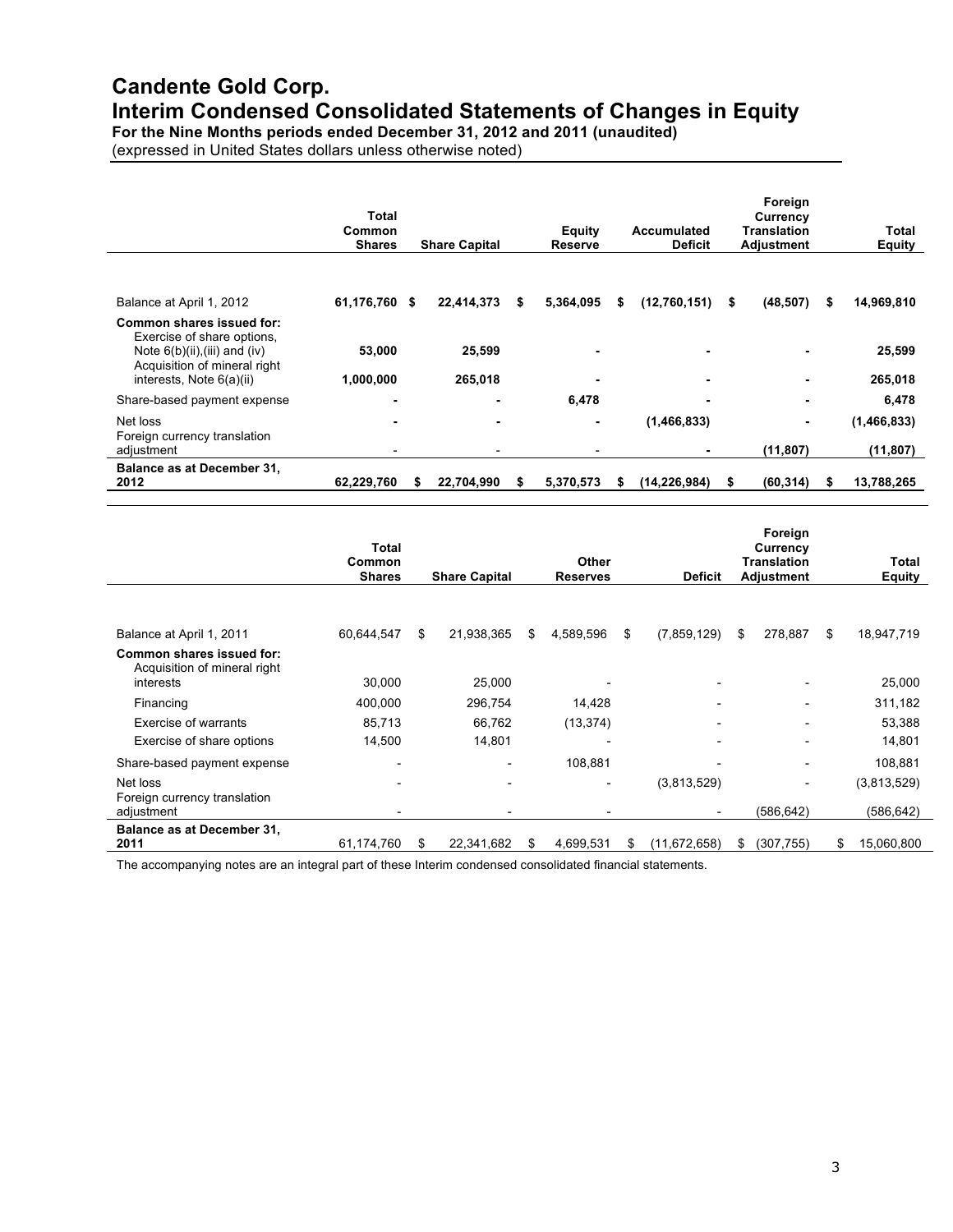# Candente Gold Corp.

## Interim Condensed Consolidated Statements of Changes in Equity

**For the Nine Months periods ended December 31, 2012 and 2011 (unaudited)**

(expressed in United States dollars unless otherwise noted)

| | Total Common Shares | Share Capital | Equity Reserve | Accumulated Deficit | Foreign Currency Translation Adjustment | Total Equity |
|---|---|---|---|---|---|---|
| Balance at April 1, 2012 | **61,176,760** | **$ 22,414,373** | **$ 5,364,095** | **$ (12,760,151)** | **$ (48,507)** | **$ 14,969,810** |
| **Common shares issued for:** | | | | | | |
| Exercise of share options, Note 6(b)(ii),(iii) and (iv) | **53,000** | **25,599** | **-** | **-** | **-** | **25,599** |
| Acquisition of mineral right interests, Note 6(a)(ii) | **1,000,000** | **265,018** | **-** | **-** | **-** | **265,018** |
| Share-based payment expense | **-** | **-** | **6,478** | **-** | **-** | **6,478** |
| Net loss | **-** | **-** | **-** | **(1,466,833)** | **-** | **(1,466,833)** |
| Foreign currency translation adjustment | - | - | - | **-** | **(11,807)** | **(11,807)** |
| **Balance as at December 31, 2012** | **62,229,760** | **$ 22,704,990** | **$ 5,370,573** | **$ (14,226,984)** | **$ (60,314)** | **$ 13,788,265** |

| | Total Common Shares | Share Capital | Other Reserves | Deficit | Foreign Currency Translation Adjustment | Total Equity |
|---|---|---|---|---|---|---|
| Balance at April 1, 2011 | 60,644,547 | $ 21,938,365 | $ 4,589,596 | $ (7,859,129) | $ 278,887 | $ 18,947,719 |
| **Common shares issued for:** | | | | | | |
| Acquisition of mineral right interests | 30,000 | 25,000 | - | - | - | 25,000 |
| Financing | 400,000 | 296,754 | 14,428 | - | - | 311,182 |
| Exercise of warrants | 85,713 | 66,762 | (13,374) | - | - | 53,388 |
| Exercise of share options | 14,500 | 14,801 | - | - | - | 14,801 |
| Share-based payment expense | - | - | 108,881 | - | - | 108,881 |
| Net loss | - | - | - | (3,813,529) | - | (3,813,529) |
| Foreign currency translation adjustment | - | - | - | - | (586,642) | (586,642) |
| **Balance as at December 31, 2011** | 61,174,760 | $ 22,341,682 | $ 4,699,531 | $ (11,672,658) | $ (307,755) | $ 15,060,800 |

The accompanying notes are an integral part of these Interim condensed consolidated financial statements.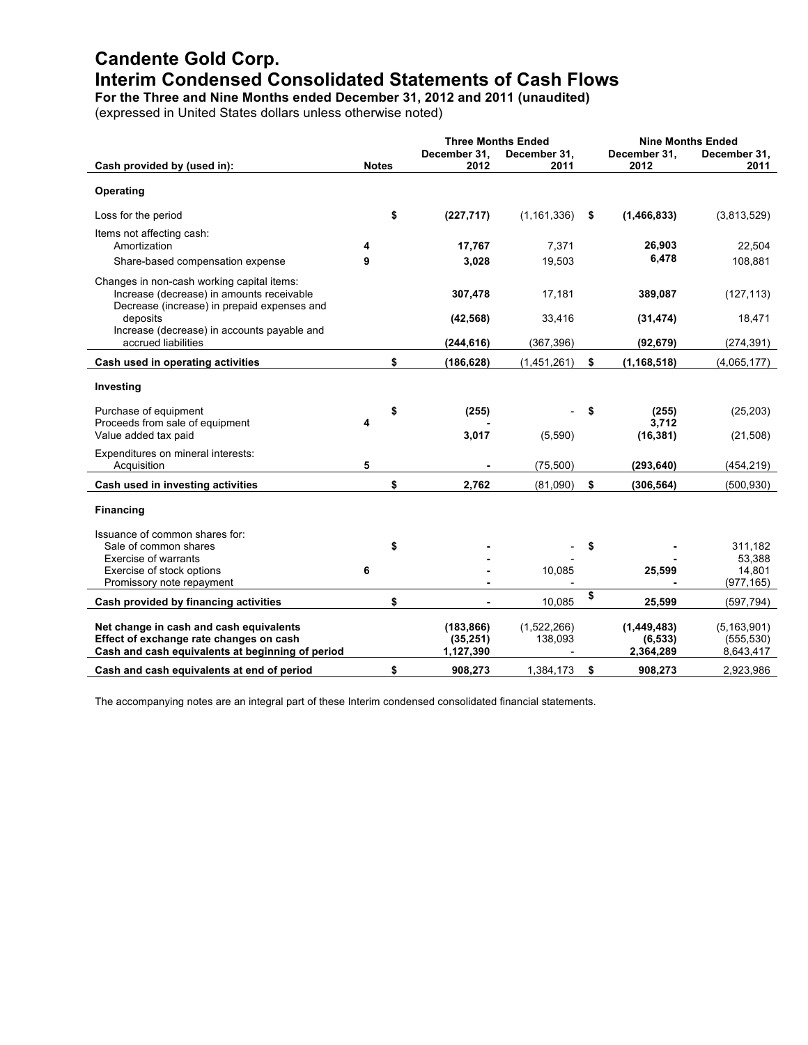# Candente Gold Corp.
# Interim Condensed Consolidated Statements of Cash Flows

**For the Three and Nine Months ended December 31, 2012 and 2011 (unaudited)**

(expressed in United States dollars unless otherwise noted)

| Cash provided by (used in): | Notes | Three Months Ended December 31, 2012 | Three Months Ended December 31, 2011 | Nine Months Ended December 31, 2012 | Nine Months Ended December 31, 2011 |
|---|---|---|---|---|---|
| **Operating** | | | | | |
| Loss for the period | | $ **(227,717)** | (1,161,336) | $ **(1,466,833)** | (3,813,529) |
| Items not affecting cash: | | | | | |
| Amortization | 4 | **17,767** | 7,371 | **26,903** | 22,504 |
| Share-based compensation expense | 9 | **3,028** | 19,503 | **6,478** | 108,881 |
| Changes in non-cash working capital items: | | | | | |
| Increase (decrease) in amounts receivable | | **307,478** | 17,181 | **389,087** | (127,113) |
| Decrease (increase) in prepaid expenses and deposits | | **(42,568)** | 33,416 | **(31,474)** | 18,471 |
| Increase (decrease) in accounts payable and accrued liabilities | | **(244,616)** | (367,396) | **(92,679)** | (274,391) |
| **Cash used in operating activities** | | $ **(186,628)** | (1,451,261) | $ **(1,168,518)** | (4,065,177) |
| **Investing** | | | | | |
| Purchase of equipment | | $ **(255)** | - | $ **(255)** | (25,203) |
| Proceeds from sale of equipment | 4 | **-** | | **3,712** | |
| Value added tax paid | | **3,017** | (5,590) | **(16,381)** | (21,508) |
| Expenditures on mineral interests: | | | | | |
| Acquisition | 5 | **-** | (75,500) | **(293,640)** | (454,219) |
| **Cash used in investing activities** | | $ **2,762** | (81,090) | $ **(306,564)** | (500,930) |
| **Financing** | | | | | |
| Issuance of common shares for: | | | | | |
| Sale of common shares | | $ **-** | - | $ **-** | 311,182 |
| Exercise of warrants | | **-** | - | **-** | 53,388 |
| Exercise of stock options | 6 | **-** | 10,085 | **25,599** | 14,801 |
| Promissory note repayment | | **-** | - | **-** | (977,165) |
| **Cash provided by financing activities** | | $ **-** | 10,085 | $ **25,599** | (597,794) |
| **Net change in cash and cash equivalents** | | **(183,866)** | (1,522,266) | **(1,449,483)** | (5,163,901) |
| **Effect of exchange rate changes on cash** | | **(35,251)** | 138,093 | **(6,533)** | (555,530) |
| **Cash and cash equivalents at beginning of period** | | **1,127,390** | - | **2,364,289** | 8,643,417 |
| **Cash and cash equivalents at end of period** | | $ **908,273** | 1,384,173 | $ **908,273** | 2,923,986 |

The accompanying notes are an integral part of these Interim condensed consolidated financial statements.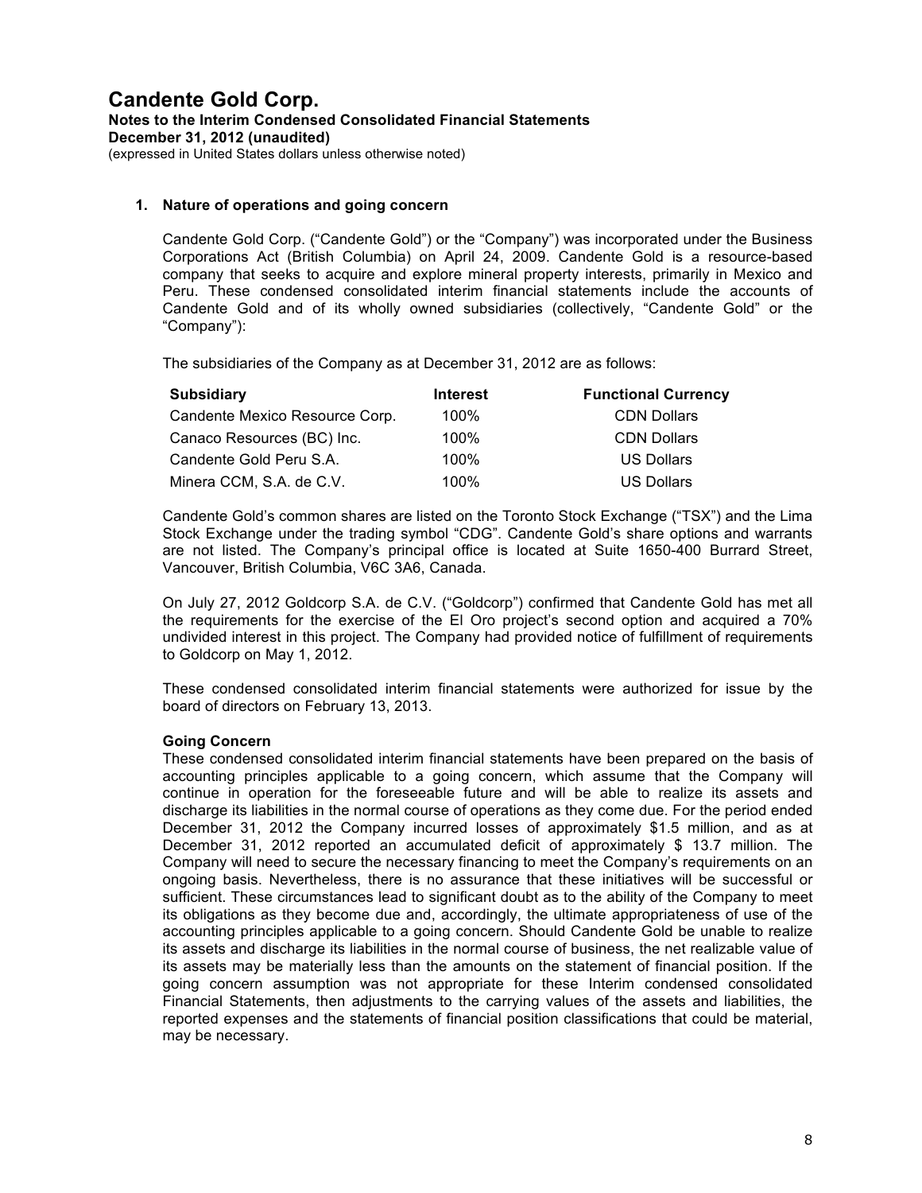# Candente Gold Corp.

**Notes to the Interim Condensed Consolidated Financial Statements**
**December 31, 2012 (unaudited)**
(expressed in United States dollars unless otherwise noted)

## 1. Nature of operations and going concern

Candente Gold Corp. ("Candente Gold") or the "Company") was incorporated under the Business Corporations Act (British Columbia) on April 24, 2009. Candente Gold is a resource-based company that seeks to acquire and explore mineral property interests, primarily in Mexico and Peru. These condensed consolidated interim financial statements include the accounts of Candente Gold and of its wholly owned subsidiaries (collectively, "Candente Gold" or the "Company"):

The subsidiaries of the Company as at December 31, 2012 are as follows:

| Subsidiary | Interest | Functional Currency |
|---|---|---|
| Candente Mexico Resource Corp. | 100% | CDN Dollars |
| Canaco Resources (BC) Inc. | 100% | CDN Dollars |
| Candente Gold Peru S.A. | 100% | US Dollars |
| Minera CCM, S.A. de C.V. | 100% | US Dollars |

Candente Gold's common shares are listed on the Toronto Stock Exchange ("TSX") and the Lima Stock Exchange under the trading symbol "CDG". Candente Gold's share options and warrants are not listed. The Company's principal office is located at Suite 1650-400 Burrard Street, Vancouver, British Columbia, V6C 3A6, Canada.

On July 27, 2012 Goldcorp S.A. de C.V. ("Goldcorp") confirmed that Candente Gold has met all the requirements for the exercise of the El Oro project's second option and acquired a 70% undivided interest in this project. The Company had provided notice of fulfillment of requirements to Goldcorp on May 1, 2012.

These condensed consolidated interim financial statements were authorized for issue by the board of directors on February 13, 2013.

### Going Concern

These condensed consolidated interim financial statements have been prepared on the basis of accounting principles applicable to a going concern, which assume that the Company will continue in operation for the foreseeable future and will be able to realize its assets and discharge its liabilities in the normal course of operations as they come due. For the period ended December 31, 2012 the Company incurred losses of approximately $1.5 million, and as at December 31, 2012 reported an accumulated deficit of approximately $ 13.7 million. The Company will need to secure the necessary financing to meet the Company's requirements on an ongoing basis. Nevertheless, there is no assurance that these initiatives will be successful or sufficient. These circumstances lead to significant doubt as to the ability of the Company to meet its obligations as they become due and, accordingly, the ultimate appropriateness of use of the accounting principles applicable to a going concern. Should Candente Gold be unable to realize its assets and discharge its liabilities in the normal course of business, the net realizable value of its assets may be materially less than the amounts on the statement of financial position. If the going concern assumption was not appropriate for these Interim condensed consolidated Financial Statements, then adjustments to the carrying values of the assets and liabilities, the reported expenses and the statements of financial position classifications that could be material, may be necessary.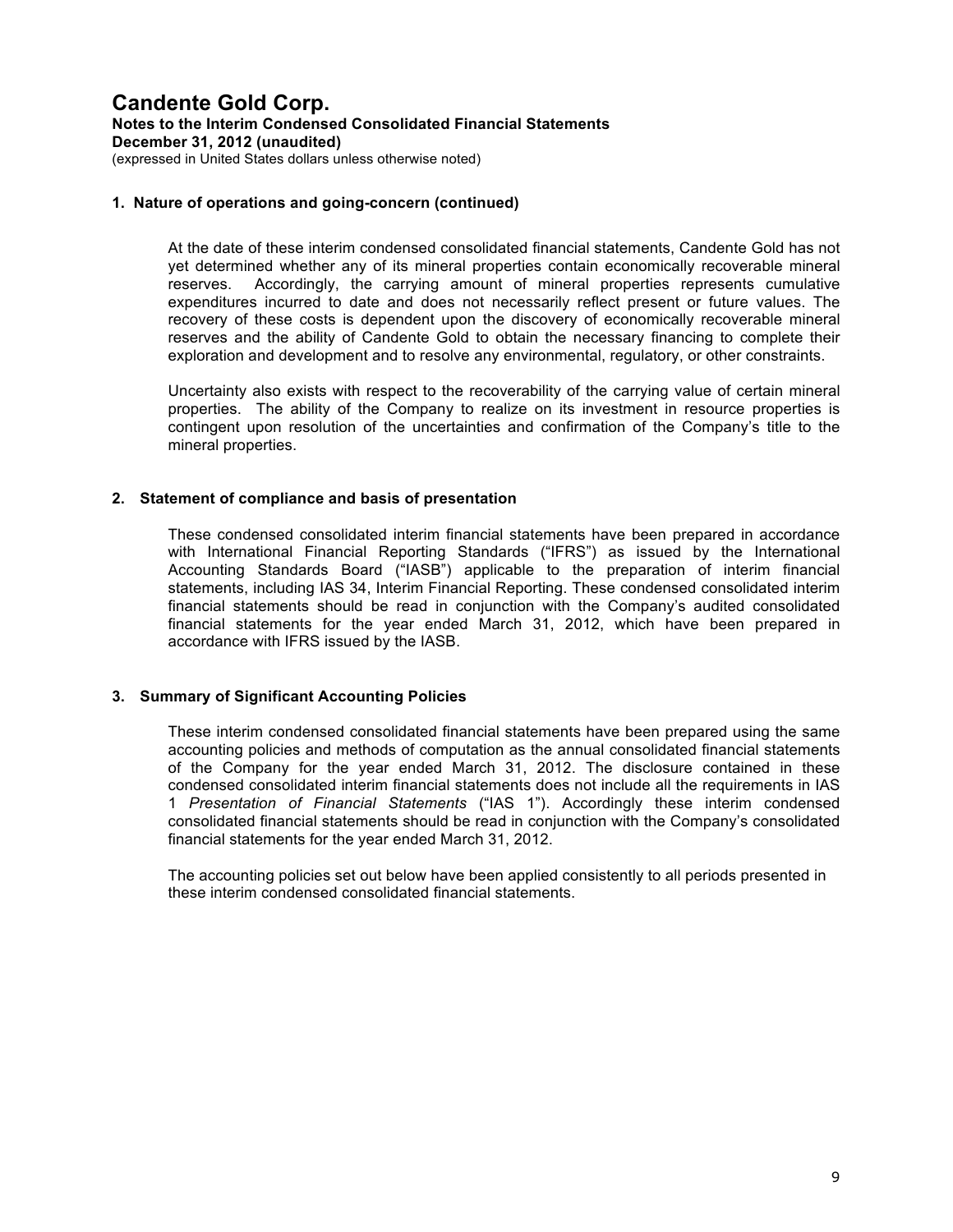# Candente Gold Corp.

**Notes to the Interim Condensed Consolidated Financial Statements**
**December 31, 2012 (unaudited)**
(expressed in United States dollars unless otherwise noted)

## 1. Nature of operations and going-concern (continued)

At the date of these interim condensed consolidated financial statements, Candente Gold has not yet determined whether any of its mineral properties contain economically recoverable mineral reserves. Accordingly, the carrying amount of mineral properties represents cumulative expenditures incurred to date and does not necessarily reflect present or future values. The recovery of these costs is dependent upon the discovery of economically recoverable mineral reserves and the ability of Candente Gold to obtain the necessary financing to complete their exploration and development and to resolve any environmental, regulatory, or other constraints.

Uncertainty also exists with respect to the recoverability of the carrying value of certain mineral properties. The ability of the Company to realize on its investment in resource properties is contingent upon resolution of the uncertainties and confirmation of the Company's title to the mineral properties.

## 2. Statement of compliance and basis of presentation

These condensed consolidated interim financial statements have been prepared in accordance with International Financial Reporting Standards ("IFRS") as issued by the International Accounting Standards Board ("IASB") applicable to the preparation of interim financial statements, including IAS 34, Interim Financial Reporting. These condensed consolidated interim financial statements should be read in conjunction with the Company's audited consolidated financial statements for the year ended March 31, 2012, which have been prepared in accordance with IFRS issued by the IASB.

## 3. Summary of Significant Accounting Policies

These interim condensed consolidated financial statements have been prepared using the same accounting policies and methods of computation as the annual consolidated financial statements of the Company for the year ended March 31, 2012. The disclosure contained in these condensed consolidated interim financial statements does not include all the requirements in IAS 1 *Presentation of Financial Statements* ("IAS 1"). Accordingly these interim condensed consolidated financial statements should be read in conjunction with the Company's consolidated financial statements for the year ended March 31, 2012.

The accounting policies set out below have been applied consistently to all periods presented in these interim condensed consolidated financial statements.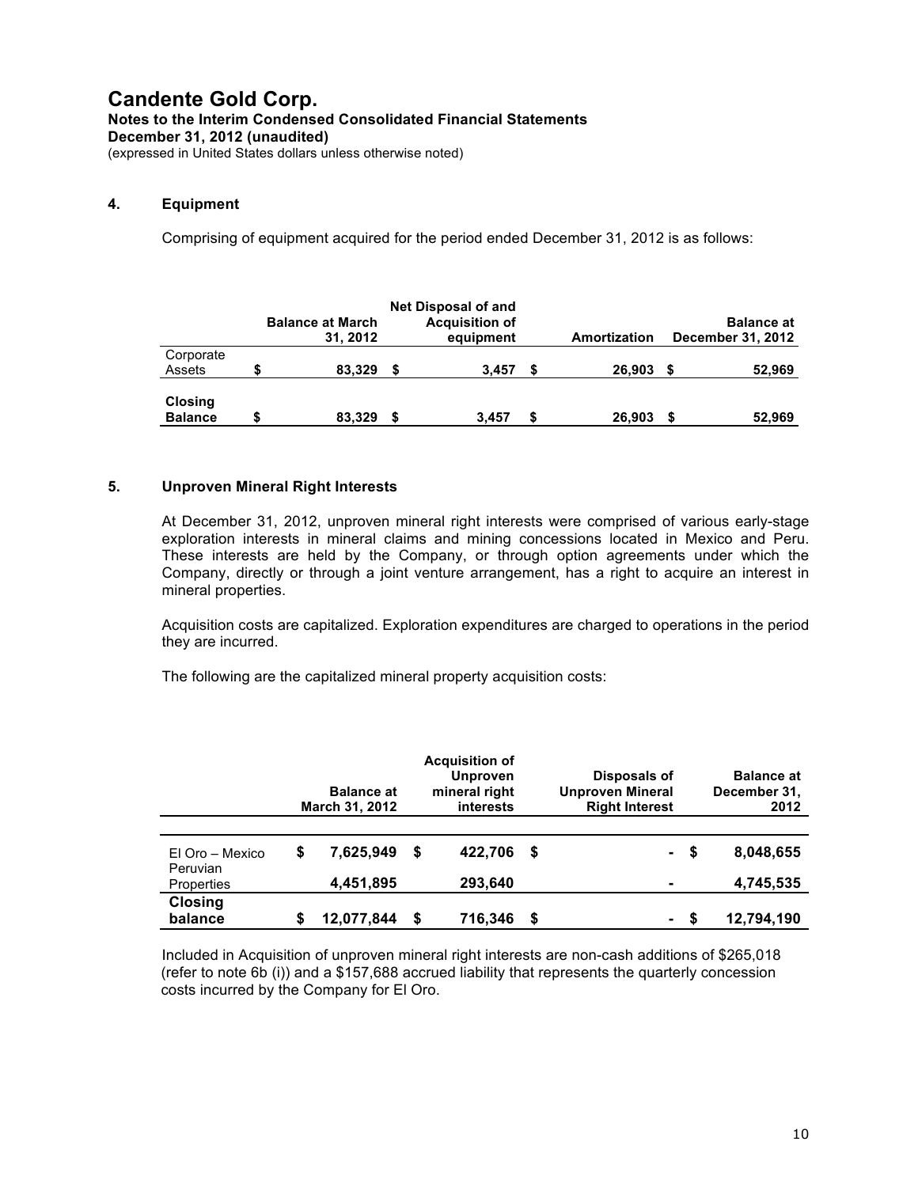# Candente Gold Corp.

**Notes to the Interim Condensed Consolidated Financial Statements**
**December 31, 2012 (unaudited)**
(expressed in United States dollars unless otherwise noted)

## 4. Equipment

Comprising of equipment acquired for the period ended December 31, 2012 is as follows:

| | Balance at March 31, 2012 | Net Disposal of and Acquisition of equipment | Amortization | Balance at December 31, 2012 |
|---|---|---|---|---|
| Corporate Assets | $ 83,329 | $ 3,457 | $ 26,903 | $ 52,969 |
| **Closing Balance** | **$ 83,329** | **$ 3,457** | **$ 26,903** | **$ 52,969** |

## 5. Unproven Mineral Right Interests

At December 31, 2012, unproven mineral right interests were comprised of various early-stage exploration interests in mineral claims and mining concessions located in Mexico and Peru. These interests are held by the Company, or through option agreements under which the Company, directly or through a joint venture arrangement, has a right to acquire an interest in mineral properties.

Acquisition costs are capitalized. Exploration expenditures are charged to operations in the period they are incurred.

The following are the capitalized mineral property acquisition costs:

| | Balance at March 31, 2012 | Acquisition of Unproven mineral right interests | Disposals of Unproven Mineral Right Interest | Balance at December 31, 2012 |
|---|---|---|---|---|
| El Oro – Mexico | $ 7,625,949 | $ 422,706 | $ - | $ 8,048,655 |
| Peruvian Properties | 4,451,895 | 293,640 | - | 4,745,535 |
| **Closing balance** | **$ 12,077,844** | **$ 716,346** | **$ -** | **$ 12,794,190** |

Included in Acquisition of unproven mineral right interests are non-cash additions of $265,018 (refer to note 6b (i)) and a $157,688 accrued liability that represents the quarterly concession costs incurred by the Company for El Oro.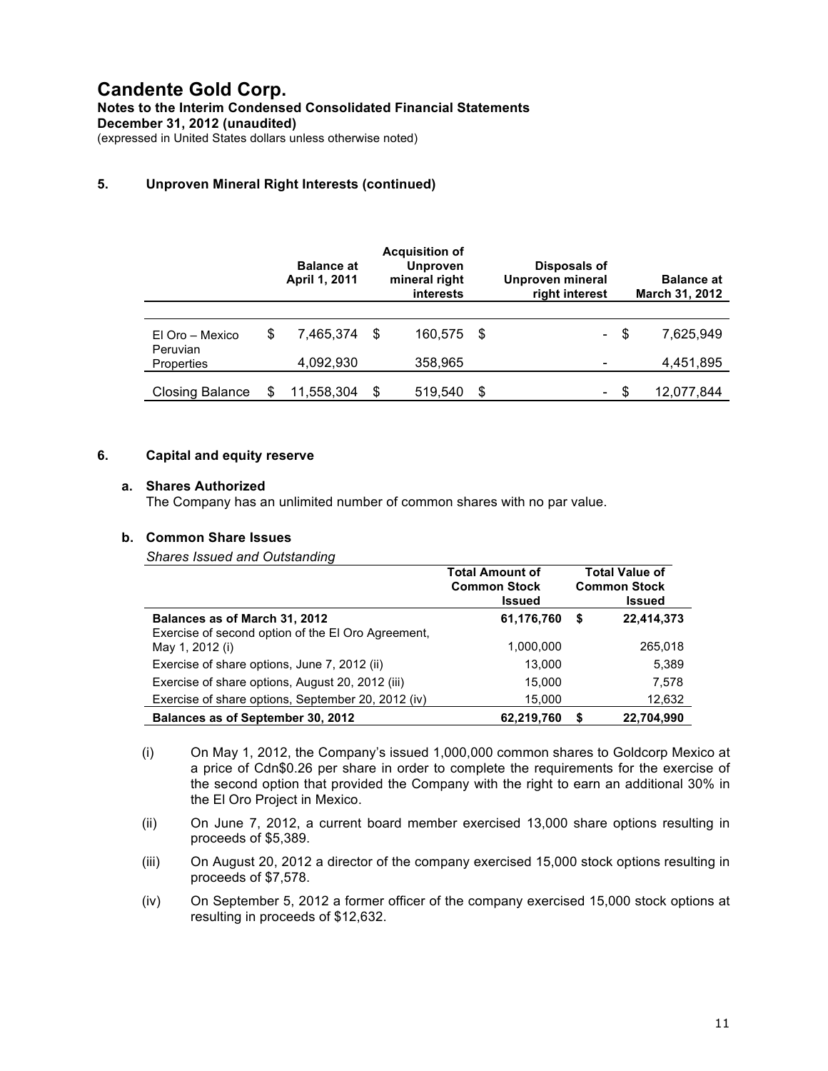# Candente Gold Corp.

**Notes to the Interim Condensed Consolidated Financial Statements**
**December 31, 2012 (unaudited)**
(expressed in United States dollars unless otherwise noted)

## 5. Unproven Mineral Right Interests (continued)

| | Balance at April 1, 2011 | Acquisition of Unproven mineral right interests | Disposals of Unproven mineral right interest | Balance at March 31, 2012 |
|---|---|---|---|---|
| El Oro – Mexico | $ 7,465,374 | $ 160,575 | $ - | $ 7,625,949 |
| Peruvian Properties | 4,092,930 | 358,965 | - | 4,451,895 |
| Closing Balance | $ 11,558,304 | $ 519,540 | $ - | $ 12,077,844 |

## 6. Capital and equity reserve

### a. Shares Authorized

The Company has an unlimited number of common shares with no par value.

### b. Common Share Issues

*Shares Issued and Outstanding*

| | Total Amount of Common Stock Issued | Total Value of Common Stock Issued |
|---|---|---|
| **Balances as of March 31, 2012** | **61,176,760** | **$ 22,414,373** |
| Exercise of second option of the El Oro Agreement, May 1, 2012 (i) | 1,000,000 | 265,018 |
| Exercise of share options, June 7, 2012 (ii) | 13,000 | 5,389 |
| Exercise of share options, August 20, 2012 (iii) | 15,000 | 7,578 |
| Exercise of share options, September 20, 2012 (iv) | 15,000 | 12,632 |
| **Balances as of September 30, 2012** | **62,219,760** | **$ 22,704,990** |

(i) On May 1, 2012, the Company's issued 1,000,000 common shares to Goldcorp Mexico at a price of Cdn$0.26 per share in order to complete the requirements for the exercise of the second option that provided the Company with the right to earn an additional 30% in the El Oro Project in Mexico.

(ii) On June 7, 2012, a current board member exercised 13,000 share options resulting in proceeds of $5,389.

(iii) On August 20, 2012 a director of the company exercised 15,000 stock options resulting in proceeds of $7,578.

(iv) On September 5, 2012 a former officer of the company exercised 15,000 stock options at resulting in proceeds of $12,632.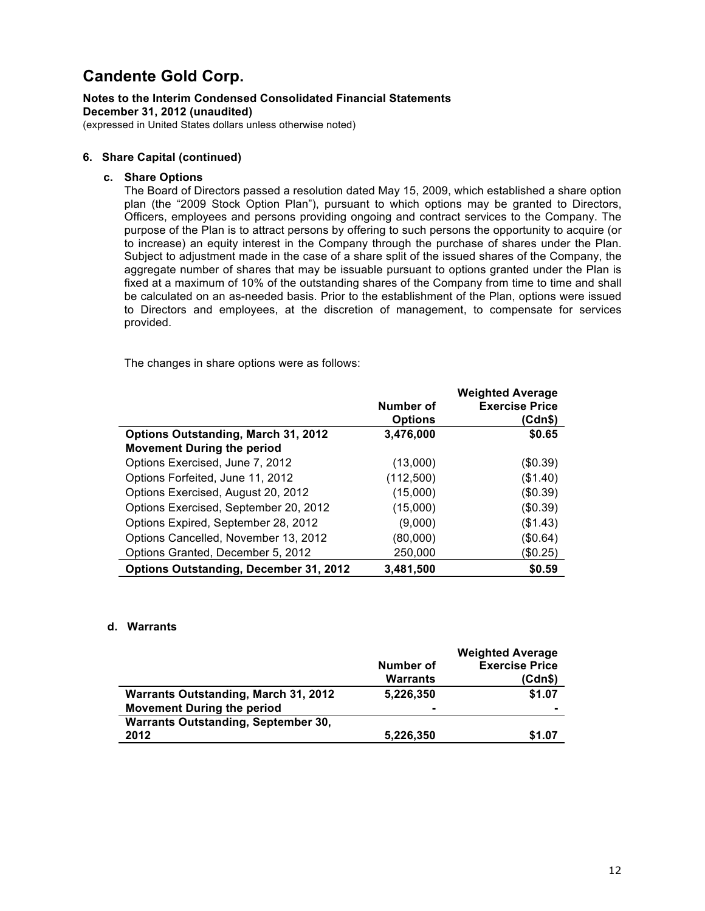# Candente Gold Corp.

**Notes to the Interim Condensed Consolidated Financial Statements**
**December 31, 2012 (unaudited)**
(expressed in United States dollars unless otherwise noted)

**6. Share Capital (continued)**

**c. Share Options**

The Board of Directors passed a resolution dated May 15, 2009, which established a share option plan (the "2009 Stock Option Plan"), pursuant to which options may be granted to Directors, Officers, employees and persons providing ongoing and contract services to the Company. The purpose of the Plan is to attract persons by offering to such persons the opportunity to acquire (or to increase) an equity interest in the Company through the purchase of shares under the Plan. Subject to adjustment made in the case of a share split of the issued shares of the Company, the aggregate number of shares that may be issuable pursuant to options granted under the Plan is fixed at a maximum of 10% of the outstanding shares of the Company from time to time and shall be calculated on an as-needed basis. Prior to the establishment of the Plan, options were issued to Directors and employees, at the discretion of management, to compensate for services provided.

The changes in share options were as follows:

| | Number of Options | Weighted Average Exercise Price (Cdn$) |
|---|---|---|
| **Options Outstanding, March 31, 2012** | **3,476,000** | **$0.65** |
| **Movement During the period** | | |
| Options Exercised, June 7, 2012 | (13,000) | ($0.39) |
| Options Forfeited, June 11, 2012 | (112,500) | ($1.40) |
| Options Exercised, August 20, 2012 | (15,000) | ($0.39) |
| Options Exercised, September 20, 2012 | (15,000) | ($0.39) |
| Options Expired, September 28, 2012 | (9,000) | ($1.43) |
| Options Cancelled, November 13, 2012 | (80,000) | ($0.64) |
| Options Granted, December 5, 2012 | 250,000 | ($0.25) |
| **Options Outstanding, December 31, 2012** | **3,481,500** | **$0.59** |

**d. Warrants**

| | Number of Warrants | Weighted Average Exercise Price (Cdn$) |
|---|---|---|
| **Warrants Outstanding, March 31, 2012** | **5,226,350** | **$1.07** |
| **Movement During the period** | **-** | **-** |
| **Warrants Outstanding, September 30, 2012** | **5,226,350** | **$1.07** |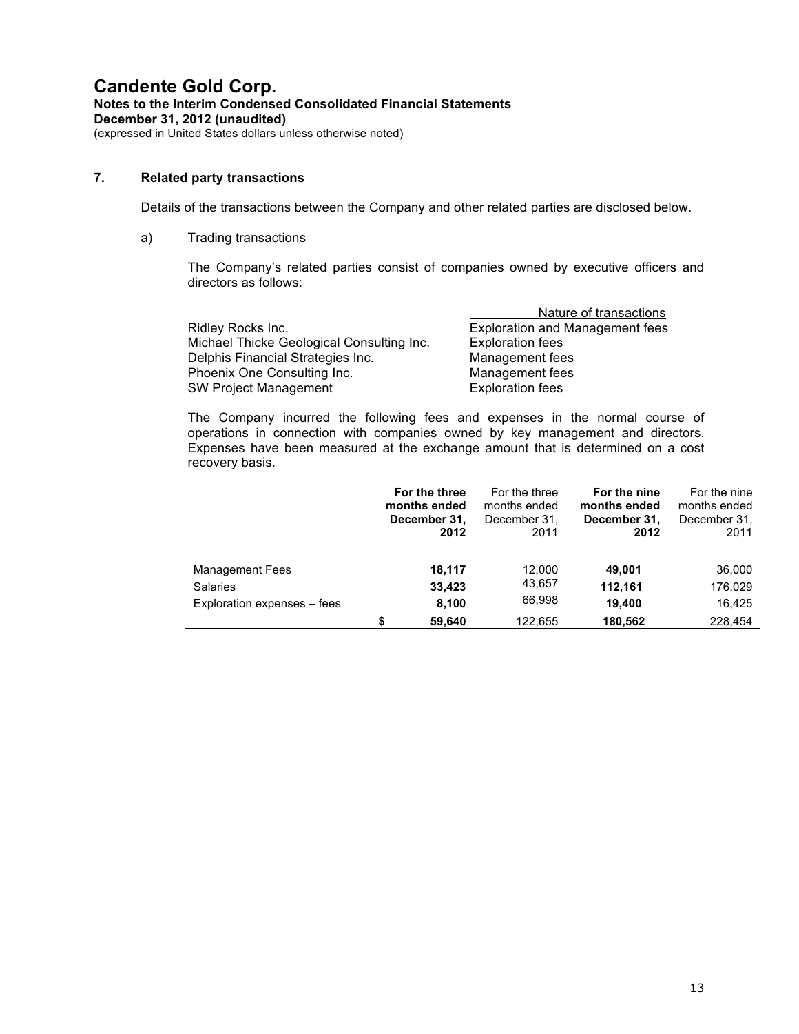# Candente Gold Corp.

**Notes to the Interim Condensed Consolidated Financial Statements**
**December 31, 2012 (unaudited)**
(expressed in United States dollars unless otherwise noted)

## 7. Related party transactions

Details of the transactions between the Company and other related parties are disclosed below.

a) Trading transactions

The Company's related parties consist of companies owned by executive officers and directors as follows:

| | Nature of transactions |
|---|---|
| Ridley Rocks Inc. | Exploration and Management fees |
| Michael Thicke Geological Consulting Inc. | Exploration fees |
| Delphis Financial Strategies Inc. | Management fees |
| Phoenix One Consulting Inc. | Management fees |
| SW Project Management | Exploration fees |

The Company incurred the following fees and expenses in the normal course of operations in connection with companies owned by key management and directors. Expenses have been measured at the exchange amount that is determined on a cost recovery basis.

| | **For the three months ended December 31, 2012** | For the three months ended December 31, 2011 | **For the nine months ended December 31, 2012** | For the nine months ended December 31, 2011 |
|---|---|---|---|---|
| Management Fees | **18,117** | 12,000 | **49,001** | 36,000 |
| Salaries | **33,423** | 43,657 | **112,161** | 176,029 |
| Exploration expenses – fees | **8,100** | 66,998 | **19,400** | 16,425 |
| | **$ 59,640** | 122,655 | **180,562** | 228,454 |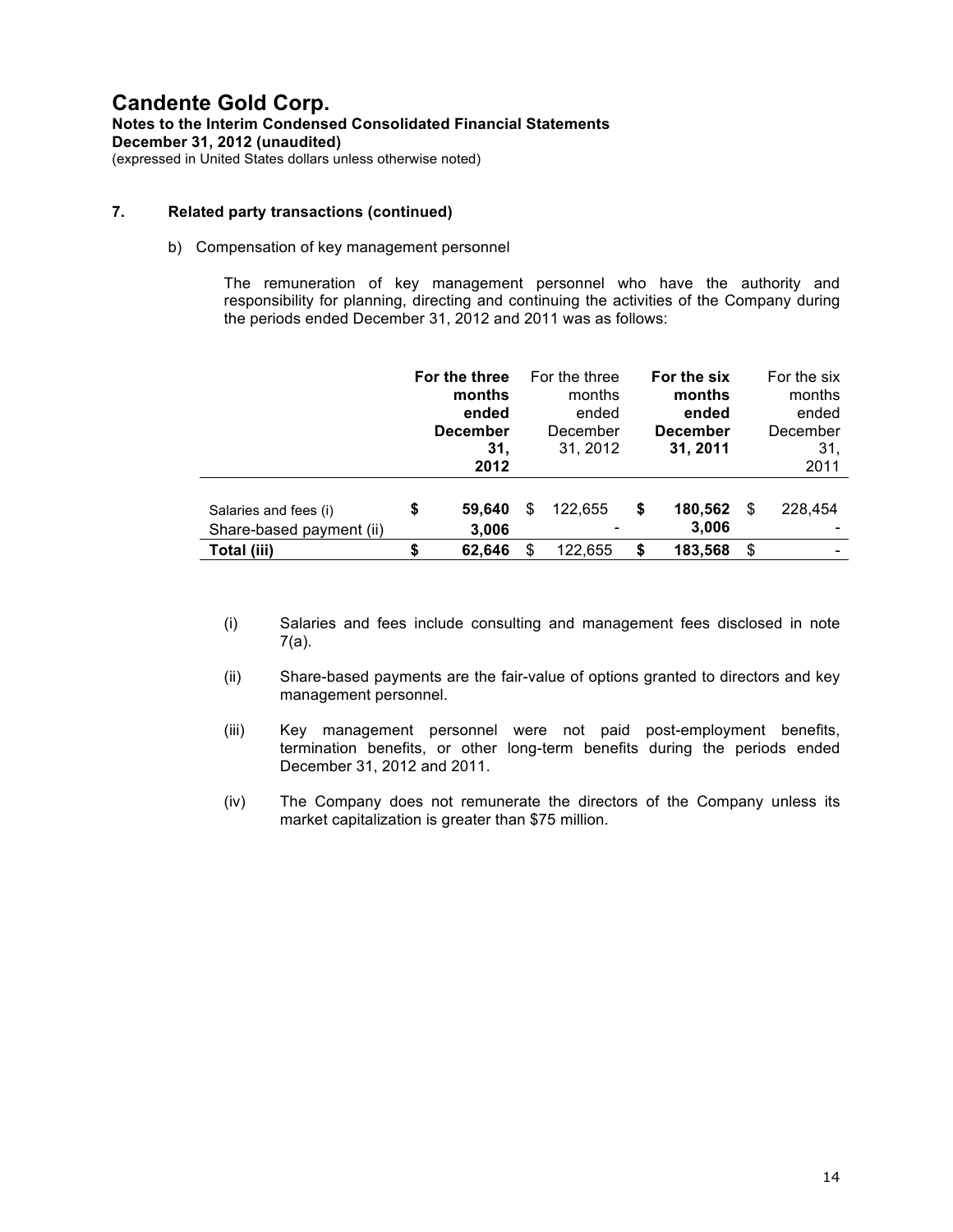# Candente Gold Corp.

**Notes to the Interim Condensed Consolidated Financial Statements**
**December 31, 2012 (unaudited)**
(expressed in United States dollars unless otherwise noted)

### 7. Related party transactions (continued)

b) Compensation of key management personnel

The remuneration of key management personnel who have the authority and responsibility for planning, directing and continuing the activities of the Company during the periods ended December 31, 2012 and 2011 was as follows:

| | **For the three months ended December 31, 2012** | For the three months ended December 31, 2012 | **For the six months ended December 31, 2011** | For the six months ended December 31, 2011 |
|---|---|---|---|---|
| Salaries and fees (i) | **$ 59,640** | $ 122,655 | **$ 180,562** | $ 228,454 |
| Share-based payment (ii) | **3,006** | - | **3,006** | - |
| **Total (iii)** | **$ 62,646** | $ 122,655 | **$ 183,568** | $ - |

(i) Salaries and fees include consulting and management fees disclosed in note 7(a).

(ii) Share-based payments are the fair-value of options granted to directors and key management personnel.

(iii) Key management personnel were not paid post-employment benefits, termination benefits, or other long-term benefits during the periods ended December 31, 2012 and 2011.

(iv) The Company does not remunerate the directors of the Company unless its market capitalization is greater than $75 million.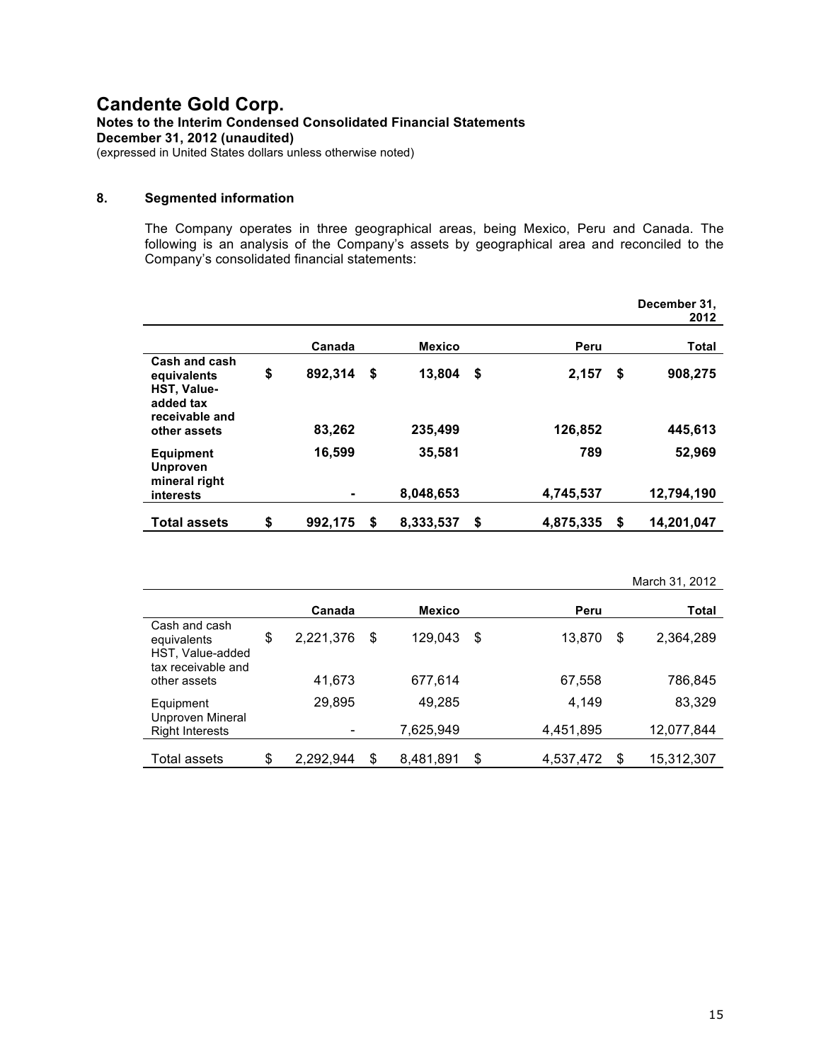# Candente Gold Corp.

**Notes to the Interim Condensed Consolidated Financial Statements**
**December 31, 2012 (unaudited)**
(expressed in United States dollars unless otherwise noted)

## 8. Segmented information

The Company operates in three geographical areas, being Mexico, Peru and Canada. The following is an analysis of the Company's assets by geographical area and reconciled to the Company's consolidated financial statements:

| | | | | December 31, 2012 |
|---|---|---|---|---|
| | **Canada** | **Mexico** | **Peru** | **Total** |
| **Cash and cash equivalents** | **$ 892,314** | **$ 13,804** | **$ 2,157** | **$ 908,275** |
| **HST, Value-added tax receivable and other assets** | **83,262** | **235,499** | **126,852** | **445,613** |
| **Equipment** | **16,599** | **35,581** | **789** | **52,969** |
| **Unproven mineral right interests** | **-** | **8,048,653** | **4,745,537** | **12,794,190** |
| **Total assets** | **$ 992,175** | **$ 8,333,537** | **$ 4,875,335** | **$ 14,201,047** |

| | | | | March 31, 2012 |
|---|---|---|---|---|
| | **Canada** | **Mexico** | **Peru** | **Total** |
| Cash and cash equivalents | $ 2,221,376 | $ 129,043 | $ 13,870 | $ 2,364,289 |
| HST, Value-added tax receivable and other assets | 41,673 | 677,614 | 67,558 | 786,845 |
| Equipment | 29,895 | 49,285 | 4,149 | 83,329 |
| Unproven Mineral Right Interests | - | 7,625,949 | 4,451,895 | 12,077,844 |
| Total assets | $ 2,292,944 | $ 8,481,891 | $ 4,537,472 | $ 15,312,307 |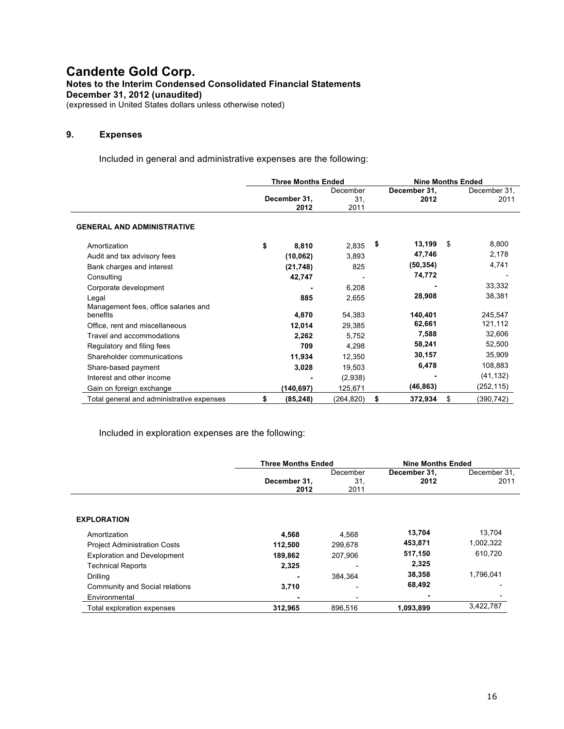# Candente Gold Corp.

**Notes to the Interim Condensed Consolidated Financial Statements**
**December 31, 2012 (unaudited)**
(expressed in United States dollars unless otherwise noted)

## 9. Expenses

Included in general and administrative expenses are the following:

| | Three Months Ended | | Nine Months Ended | |
|---|---|---|---|---|
| | December 31, 2012 | December 31, 2011 | December 31, 2012 | December 31, 2011 |
| **GENERAL AND ADMINISTRATIVE** | | | | |
| Amortization | $ **8,810** | 2,835 | $ **13,199** | $ 8,800 |
| Audit and tax advisory fees | **(10,062)** | 3,893 | **47,746** | 2,178 |
| Bank charges and interest | **(21,748)** | 825 | **(50,354)** | 4,741 |
| Consulting | **42,747** | - | **74,772** | - |
| Corporate development | **-** | 6,208 | **-** | 33,332 |
| Legal | **885** | 2,655 | **28,908** | 38,381 |
| Management fees, office salaries and benefits | **4,870** | 54,383 | **140,401** | 245,547 |
| Office, rent and miscellaneous | **12,014** | 29,385 | **62,661** | 121,112 |
| Travel and accommodations | **2,262** | 5,752 | **7,588** | 32,606 |
| Regulatory and filing fees | **709** | 4,298 | **58,241** | 52,500 |
| Shareholder communications | **11,934** | 12,350 | **30,157** | 35,909 |
| Share-based payment | **3,028** | 19,503 | **6,478** | 108,883 |
| Interest and other income | **-** | (2,938) | **-** | (41,132) |
| Gain on foreign exchange | **(140,697)** | 125,671 | **(46,863)** | (252,115) |
| Total general and administrative expenses | $ **(85,248)** | (264,820) | $ **372,934** | $ (390,742) |

Included in exploration expenses are the following:

| | Three Months Ended | | Nine Months Ended | |
|---|---|---|---|---|
| | December 31, 2012 | December 31, 2011 | December 31, 2012 | December 31, 2011 |
| **EXPLORATION** | | | | |
| Amortization | **4,568** | 4,568 | **13,704** | 13,704 |
| Project Administration Costs | **112,500** | 299,678 | **453,871** | 1,002,322 |
| Exploration and Development | **189,862** | 207,906 | **517,150** | 610,720 |
| Technical Reports | **2,325** | - | **2,325** | |
| Drilling | **-** | 384,364 | **38,358** | 1,796,041 |
| Community and Social relations | **3,710** | - | **68,492** | - |
| Environmental | **-** | - | **-** | - |
| Total exploration expenses | **312,965** | 896,516 | **1,093,899** | 3,422,787 |